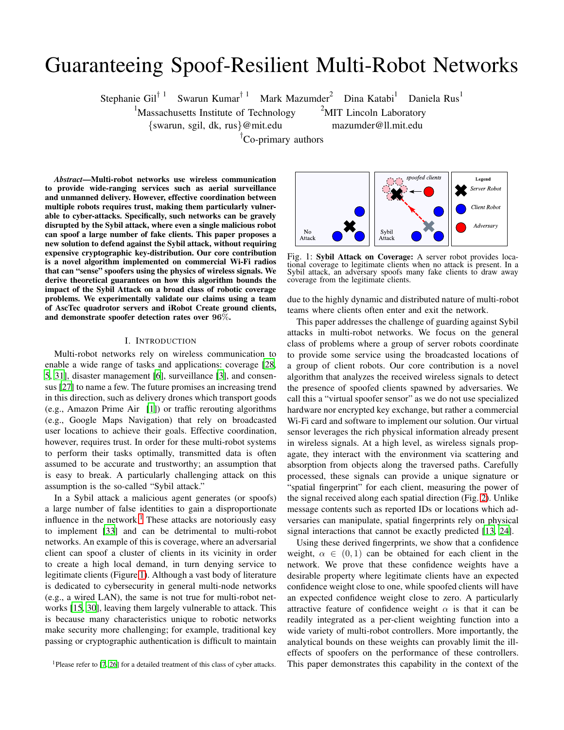# Guaranteeing Spoof-Resilient Multi-Robot Networks

Stephanie Gil[† 1] Swarun Kumar[† 1] Mark Mazumder[2] Dina Katabi[1] Daniela Rus[1]

[1]Massachusetts Institute of Technology [2]MIT Lincoln Laboratory

{swarun, sgil, dk, rus}@mit.edu mazumder@ll.mit.edu

[†]Co-primary authors

***Abstract*—Multi-robot networks use wireless communication to provide wide-ranging services such as aerial surveillance and unmanned delivery. However, effective coordination between multiple robots requires trust, making them particularly vulnerable to cyber-attacks. Specifically, such networks can be gravely disrupted by the Sybil attack, where even a single malicious robot can spoof a large number of fake clients. This paper proposes a new solution to defend against the Sybil attack, without requiring expensive cryptographic key-distribution. Our core contribution is a novel algorithm implemented on commercial Wi-Fi radios that can "sense" spoofers using the physics of wireless signals. We derive theoretical guarantees on how this algorithm bounds the impact of the Sybil Attack on a broad class of robotic coverage problems. We experimentally validate our claims using a team of AscTec quadrotor servers and iRobot Create ground clients, and demonstrate spoofer detection rates over 96%.**

## I. Introduction

Multi-robot networks rely on wireless communication to enable a wide range of tasks and applications: coverage [28, 5, 31], disaster management [6], surveillance [3], and consensus [27] to name a few. The future promises an increasing trend in this direction, such as delivery drones which transport goods (e.g., Amazon Prime Air [1]) or traffic rerouting algorithms (e.g., Google Maps Navigation) that rely on broadcasted user locations to achieve their goals. Effective coordination, however, requires trust. In order for these multi-robot systems to perform their tasks optimally, transmitted data is often assumed to be accurate and trustworthy; an assumption that is easy to break. A particularly challenging attack on this assumption is the so-called "Sybil attack."

In a Sybil attack a malicious agent generates (or spoofs) a large number of false identities to gain a disproportionate influence in the network.[1] These attacks are notoriously easy to implement [33] and can be detrimental to multi-robot networks. An example of this is coverage, where an adversarial client can spoof a cluster of clients in its vicinity in order to create a high local demand, in turn denying service to legitimate clients (Figure 1). Although a vast body of literature is dedicated to cybersecurity in general multi-node networks (e.g., a wired LAN), the same is not true for multi-robot networks [15, 30], leaving them largely vulnerable to attack. This is because many characteristics unique to robotic networks make security more challenging; for example, traditional key passing or cryptographic authentication is difficult to maintain

[1]Please refer to [7, 26] for a detailed treatment of this class of cyber attacks.

Fig. 1: **Sybil Attack on Coverage:** A server robot provides locational coverage to legitimate clients when no attack is present. In a Sybil attack, an adversary spoofs many fake clients to draw away coverage from the legitimate clients.

due to the highly dynamic and distributed nature of multi-robot teams where clients often enter and exit the network.

This paper addresses the challenge of guarding against Sybil attacks in multi-robot networks. We focus on the general class of problems where a group of server robots coordinate to provide some service using the broadcasted locations of a group of client robots. Our core contribution is a novel algorithm that analyzes the received wireless signals to detect the presence of spoofed clients spawned by adversaries. We call this a "virtual spoofer sensor" as we do not use specialized hardware nor encrypted key exchange, but rather a commercial Wi-Fi card and software to implement our solution. Our virtual sensor leverages the rich physical information already present in wireless signals. At a high level, as wireless signals propagate, they interact with the environment via scattering and absorption from objects along the traversed paths. Carefully processed, these signals can provide a unique signature or "spatial fingerprint" for each client, measuring the power of the signal received along each spatial direction (Fig. 2). Unlike message contents such as reported IDs or locations which adversaries can manipulate, spatial fingerprints rely on physical signal interactions that cannot be exactly predicted [13, 24].

Using these derived fingerprints, we show that a confidence weight, $\alpha \in (0, 1)$ can be obtained for each client in the network. We prove that these confidence weights have a desirable property where legitimate clients have an expected confidence weight close to one, while spoofed clients will have an expected confidence weight close to zero. A particularly attractive feature of confidence weight $\alpha$ is that it can be readily integrated as a per-client weighting function into a wide variety of multi-robot controllers. More importantly, the analytical bounds on these weights can provably limit the ill-effects of spoofers on the performance of these controllers. This paper demonstrates this capability in the context of the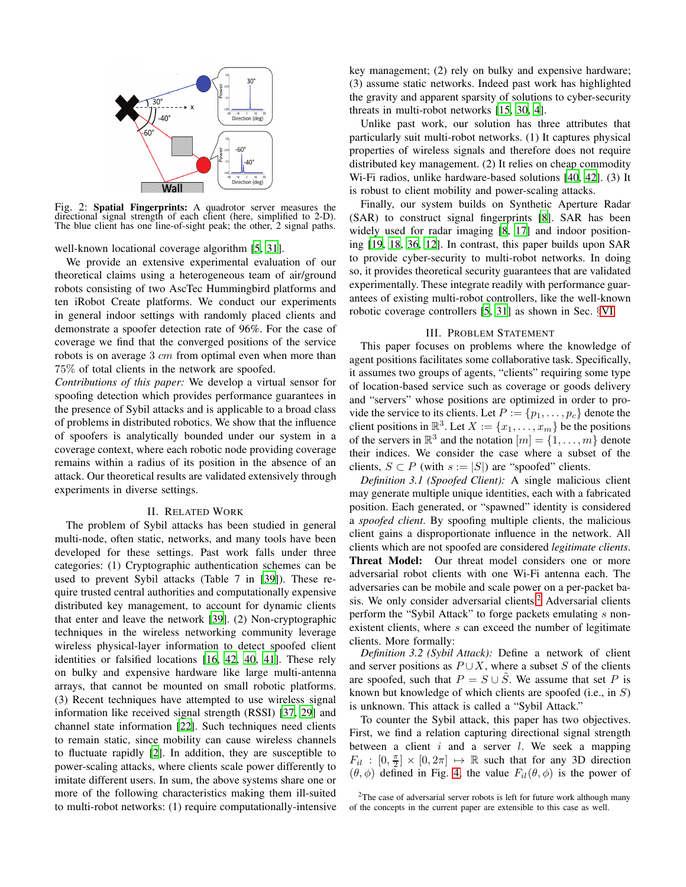Fig. 2: **Spatial Fingerprints:** A quadrotor server measures the directional signal strength of each client (here, simplified to 2-D). The blue client has one line-of-sight peak; the other, 2 signal paths.

well-known locational coverage algorithm [5, 31].

We provide an extensive experimental evaluation of our theoretical claims using a heterogeneous team of air/ground robots consisting of two AscTec Hummingbird platforms and ten iRobot Create platforms. We conduct our experiments in general indoor settings with randomly placed clients and demonstrate a spoofer detection rate of 96%. For the case of coverage we find that the converged positions of the service robots is on average 3 $cm$ from optimal even when more than 75% of total clients in the network are spoofed.

*Contributions of this paper:* We develop a virtual sensor for spoofing detection which provides performance guarantees in the presence of Sybil attacks and is applicable to a broad class of problems in distributed robotics. We show that the influence of spoofers is analytically bounded under our system in a coverage context, where each robotic node providing coverage remains within a radius of its position in the absence of an attack. Our theoretical results are validated extensively through experiments in diverse settings.

## II. Related Work

The problem of Sybil attacks has been studied in general multi-node, often static, networks, and many tools have been developed for these settings. Past work falls under three categories: (1) Cryptographic authentication schemes can be used to prevent Sybil attacks (Table 7 in [39]). These require trusted central authorities and computationally expensive distributed key management, to account for dynamic clients that enter and leave the network [39]. (2) Non-cryptographic techniques in the wireless networking community leverage wireless physical-layer information to detect spoofed client identities or falsified locations [16, 42, 40, 41]. These rely on bulky and expensive hardware like large multi-antenna arrays, that cannot be mounted on small robotic platforms. (3) Recent techniques have attempted to use wireless signal information like received signal strength (RSSI) [37, 29] and channel state information [22]. Such techniques need clients to remain static, since mobility can cause wireless channels to fluctuate rapidly [2]. In addition, they are susceptible to power-scaling attacks, where clients scale power differently to imitate different users. In sum, the above systems share one or more of the following characteristics making them ill-suited to multi-robot networks: (1) require computationally-intensive key management; (2) rely on bulky and expensive hardware; (3) assume static networks. Indeed past work has highlighted the gravity and apparent sparsity of solutions to cyber-security threats in multi-robot networks [15, 30, 4].

Unlike past work, our solution has three attributes that particularly suit multi-robot networks. (1) It captures physical properties of wireless signals and therefore does not require distributed key management. (2) It relies on cheap commodity Wi-Fi radios, unlike hardware-based solutions [40, 42]. (3) It is robust to client mobility and power-scaling attacks.

Finally, our system builds on Synthetic Aperture Radar (SAR) to construct signal fingerprints [8]. SAR has been widely used for radar imaging [8, 17] and indoor positioning [19, 18, 36, 12]. In contrast, this paper builds upon SAR to provide cyber-security to multi-robot networks. In doing so, it provides theoretical security guarantees that are validated experimentally. These integrate readily with performance guarantees of existing multi-robot controllers, like the well-known robotic coverage controllers [5, 31] as shown in Sec. §VI.

## III. Problem Statement

This paper focuses on problems where the knowledge of agent positions facilitates some collaborative task. Specifically, it assumes two groups of agents, "clients" requiring some type of location-based service such as coverage or goods delivery and "servers" whose positions are optimized in order to provide the service to its clients. Let $P := \{p_1, \ldots, p_c\}$ denote the client positions in $\mathbb{R}^3$. Let $X := \{x_1, \ldots, x_m\}$ be the positions of the servers in $\mathbb{R}^3$ and the notation $[m] = \{1, \ldots, m\}$ denote their indices. We consider the case where a subset of the clients, $S \subset P$ (with $s := |S|$) are "spoofed" clients.

*Definition 3.1 (Spoofed Client):* A single malicious client may generate multiple unique identities, each with a fabricated position. Each generated, or "spawned" identity is considered a *spoofed client*. By spoofing multiple clients, the malicious client gains a disproportionate influence in the network. All clients which are not spoofed are considered *legitimate clients*.

**Threat Model:** Our threat model considers one or more adversarial robot clients with one Wi-Fi antenna each. The adversaries can be mobile and scale power on a per-packet basis. We only consider adversarial clients.[2] Adversarial clients perform the "Sybil Attack" to forge packets emulating $s$ non-existent clients, where $s$ can exceed the number of legitimate clients. More formally:

*Definition 3.2 (Sybil Attack):* Define a network of client and server positions as $P \cup X$, where a subset $S$ of the clients are spoofed, such that $P = S \cup \tilde{S}$. We assume that set $P$ is known but knowledge of which clients are spoofed (i.e., in $S$) is unknown. This attack is called a "Sybil Attack."

To counter the Sybil attack, this paper has two objectives. First, we find a relation capturing directional signal strength between a client $i$ and a server $l$. We seek a mapping $F_{il} : [0, \frac{\pi}{2}] \times [0, 2\pi] \mapsto \mathbb{R}$ such that for any 3D direction $(\theta, \phi)$ defined in Fig. 4, the value $F_{il}(\theta, \phi)$ is the power of

[2]The case of adversarial server robots is left for future work although many of the concepts in the current paper are extensible to this case as well.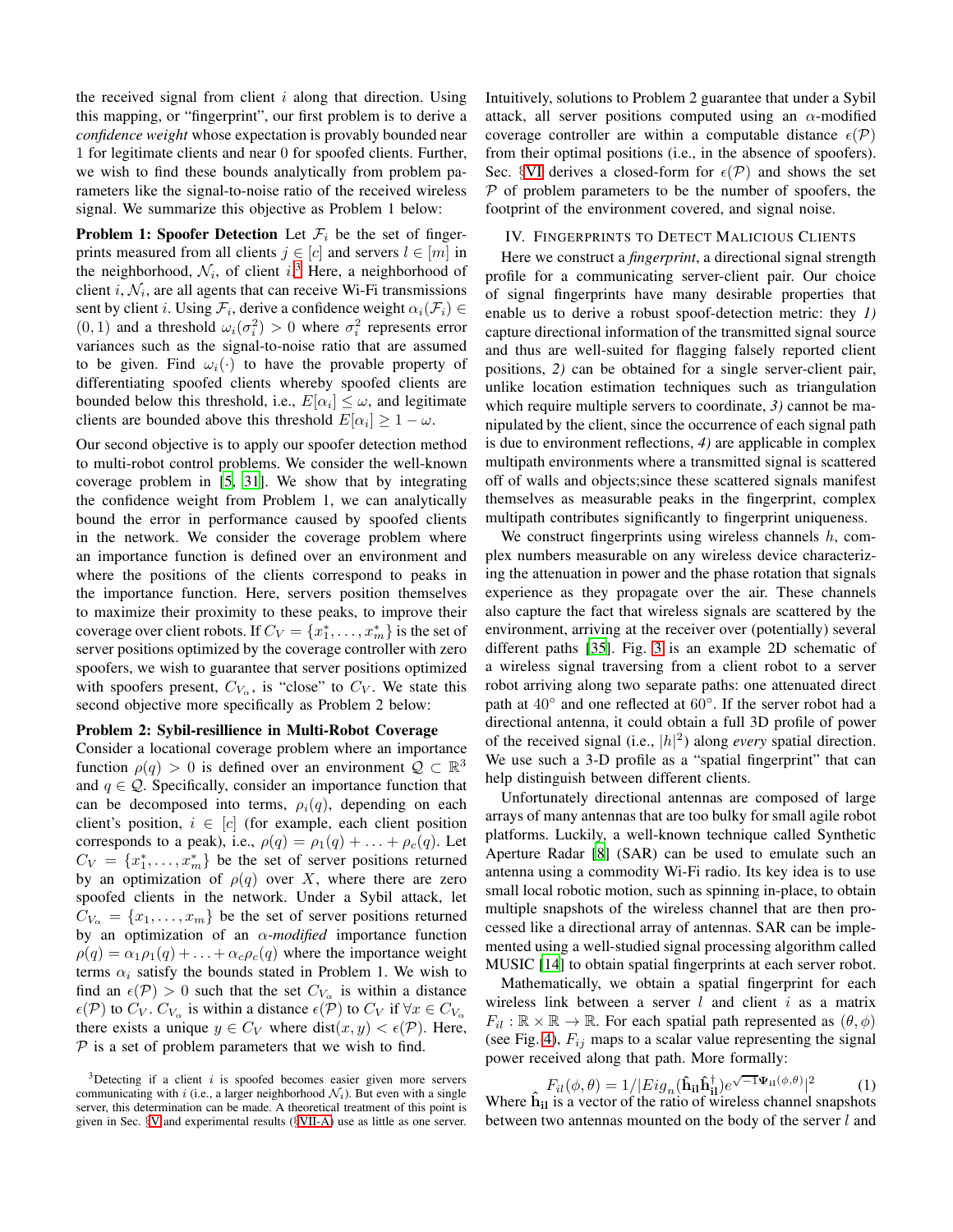the received signal from client $i$ along that direction. Using this mapping, or "fingerprint", our first problem is to derive a *confidence weight* whose expectation is provably bounded near 1 for legitimate clients and near 0 for spoofed clients. Further, we wish to find these bounds analytically from problem parameters like the signal-to-noise ratio of the received wireless signal. We summarize this objective as Problem 1 below:

**Problem 1: Spoofer Detection** Let $\mathcal{F}_i$ be the set of fingerprints measured from all clients $j \in [c]$ and servers $l \in [m]$ in the neighborhood, $\mathcal{N}_i$, of client $i$.[3] Here, a neighborhood of client $i$, $\mathcal{N}_i$, are all agents that can receive Wi-Fi transmissions sent by client $i$. Using $\mathcal{F}_i$, derive a confidence weight $\alpha_i(\mathcal{F}_i) \in (0, 1)$ and a threshold $\omega_i(\sigma_i^2) > 0$ where $\sigma_i^2$ represents error variances such as the signal-to-noise ratio that are assumed to be given. Find $\omega_i(\cdot)$ to have the provable property of differentiating spoofed clients whereby spoofed clients are bounded below this threshold, i.e., $E[\alpha_i] \leq \omega$, and legitimate clients are bounded above this threshold $E[\alpha_i] \geq 1 - \omega$.

Our second objective is to apply our spoofer detection method to multi-robot control problems. We consider the well-known coverage problem in [5, 31]. We show that by integrating the confidence weight from Problem 1, we can analytically bound the error in performance caused by spoofed clients in the network. We consider the coverage problem where an importance function is defined over an environment and where the positions of the clients correspond to peaks in the importance function. Here, servers position themselves to maximize their proximity to these peaks, to improve their coverage over client robots. If $C_V = \{x_1^*, \ldots, x_m^*\}$ is the set of server positions optimized by the coverage controller with zero spoofers, we wish to guarantee that server positions optimized with spoofers present, $C_{V_\alpha}$, is "close" to $C_V$. We state this second objective more specifically as Problem 2 below:

**Problem 2: Sybil-resillience in Multi-Robot Coverage** Consider a locational coverage problem where an importance function $\rho(q) > 0$ is defined over an environment $\mathcal{Q} \subset \mathbb{R}^3$ and $q \in \mathcal{Q}$. Specifically, consider an importance function that can be decomposed into terms, $\rho_i(q)$, depending on each client's position, $i \in [c]$ (for example, each client position corresponds to a peak), i.e., $\rho(q) = \rho_1(q) + \ldots + \rho_c(q)$. Let $C_V = \{x_1^*, \ldots, x_m^*\}$ be the set of server positions returned by an optimization of $\rho(q)$ over $X$, where there are zero spoofed clients in the network. Under a Sybil attack, let $C_{V_\alpha} = \{x_1, \ldots, x_m\}$ be the set of server positions returned by an optimization of an *$\alpha$-modified* importance function $\rho(q) = \alpha_1 \rho_1(q) + \ldots + \alpha_c \rho_c(q)$ where the importance weight terms $\alpha_i$ satisfy the bounds stated in Problem 1. We wish to find an $\epsilon(\mathcal{P}) > 0$ such that the set $C_{V_\alpha}$ is within a distance $\epsilon(\mathcal{P})$ to $C_V$. $C_{V_\alpha}$ is within a distance $\epsilon(\mathcal{P})$ to $C_V$ if $\forall x \in C_{V_\alpha}$ there exists a unique $y \in C_V$ where $\text{dist}(x, y) < \epsilon(\mathcal{P})$. Here, $\mathcal{P}$ is a set of problem parameters that we wish to find.

[3] Detecting if a client $i$ is spoofed becomes easier given more servers communicating with $i$ (i.e., a larger neighborhood $\mathcal{N}_i$). But even with a single server, this determination can be made. A theoretical treatment of this point is given in Sec. §V and experimental results (§VII-A) use as little as one server.

Intuitively, solutions to Problem 2 guarantee that under a Sybil attack, all server positions computed using an $\alpha$-modified coverage controller are within a computable distance $\epsilon(\mathcal{P})$ from their optimal positions (i.e., in the absence of spoofers). Sec. §VI derives a closed-form for $\epsilon(\mathcal{P})$ and shows the set $\mathcal{P}$ of problem parameters to be the number of spoofers, the footprint of the environment covered, and signal noise.

## IV. Fingerprints to Detect Malicious Clients

Here we construct a *fingerprint*, a directional signal strength profile for a communicating server-client pair. Our choice of signal fingerprints have many desirable properties that enable us to derive a robust spoof-detection metric: they *1)* capture directional information of the transmitted signal source and thus are well-suited for flagging falsely reported client positions, *2)* can be obtained for a single server-client pair, unlike location estimation techniques such as triangulation which require multiple servers to coordinate, *3)* cannot be manipulated by the client, since the occurrence of each signal path is due to environment reflections, *4)* are applicable in complex multipath environments where a transmitted signal is scattered off of walls and objects;since these scattered signals manifest themselves as measurable peaks in the fingerprint, complex multipath contributes significantly to fingerprint uniqueness.

We construct fingerprints using wireless channels $h$, complex numbers measurable on any wireless device characterizing the attenuation in power and the phase rotation that signals experience as they propagate over the air. These channels also capture the fact that wireless signals are scattered by the environment, arriving at the receiver over (potentially) several different paths [35]. Fig. 3 is an example 2D schematic of a wireless signal traversing from a client robot to a server robot arriving along two separate paths: one attenuated direct path at $40°$ and one reflected at $60°$. If the server robot had a directional antenna, it could obtain a full 3D profile of power of the received signal (i.e., $|h|^2$) along *every* spatial direction. We use such a 3-D profile as a "spatial fingerprint" that can help distinguish between different clients.

Unfortunately directional antennas are composed of large arrays of many antennas that are too bulky for small agile robot platforms. Luckily, a well-known technique called Synthetic Aperture Radar [8] (SAR) can be used to emulate such an antenna using a commodity Wi-Fi radio. Its key idea is to use small local robotic motion, such as spinning in-place, to obtain multiple snapshots of the wireless channel that are then processed like a directional array of antennas. SAR can be implemented using a well-studied signal processing algorithm called MUSIC [14] to obtain spatial fingerprints at each server robot.

Mathematically, we obtain a spatial fingerprint for each wireless link between a server $l$ and client $i$ as a matrix $F_{il} : \mathbb{R} \times \mathbb{R} \to \mathbb{R}$. For each spatial path represented as $(\theta, \phi)$ (see Fig. 4), $F_{ij}$ maps to a scalar value representing the signal power received along that path. More formally:

$$F_{il}(\phi, \theta) = 1/|Eig_n(\hat{\mathbf{h}}_{\mathbf{il}} \hat{\mathbf{h}}_{\mathbf{il}}^{\dagger}) e^{\sqrt{-1}\Psi_{\mathbf{il}}(\phi,\theta)}|^2 \tag{1}$$

Where $\hat{\mathbf{h}}_{\mathbf{il}}$ is a vector of the ratio of wireless channel snapshots between two antennas mounted on the body of the server $l$ and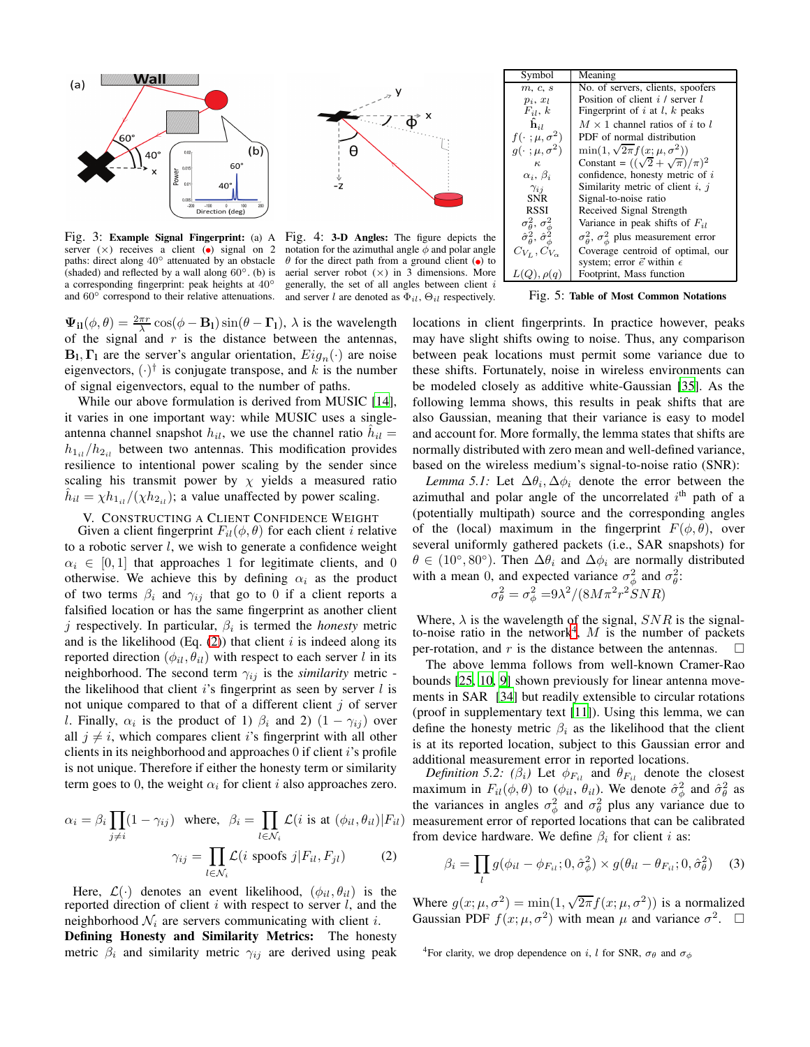Fig. 3: **Example Signal Fingerprint:** (a) A server (×) receives a client (●) signal on 2 paths: direct along 40° attenuated by an obstacle (shaded) and reflected by a wall along 60°. (b) is a corresponding fingerprint: peak heights at 40° and 60° correspond to their relative attenuations.

Fig. 4: **3-D Angles:** The figure depicts the notation for the azimuthal angle $\phi$ and polar angle $\theta$ for the direct path from a ground client (●) to aerial server robot (×) in 3 dimensions. More generally, the set of all angles between client $i$ and server $l$ are denoted as $\Phi_{il}$, $\Theta_{il}$ respectively.

| Symbol | Meaning |
|---|---|
| $m$, $c$, $s$ | No. of servers, clients, spoofers |
| $p_i$, $x_l$ | Position of client $i$ / server $l$ |
| $F_{il}$, $k$ | Fingerprint of $i$ at $l$, $k$ peaks |
| $\hat{\mathbf{h}}_{il}$ | $M \times 1$ channel ratios of $i$ to $l$ |
| $f(\cdot\,; \mu, \sigma^2)$ | PDF of normal distribution |
| $g(\cdot\,; \mu, \sigma^2)$ | $\min(1, \sqrt{2\pi} f(x; \mu, \sigma^2))$ |
| $\kappa$ | Constant = $((\sqrt{2}+\sqrt{\pi})/\pi)^2$ |
| $\alpha_i$, $\beta_i$ | confidence, honesty metric of $i$ |
| $\gamma_{ij}$ | Similarity metric of client $i$, $j$ |
| SNR | Signal-to-noise ratio |
| RSSI | Received Signal Strength |
| $\sigma^2_\theta$, $\sigma^2_\phi$ | Variance in peak shifts of $F_{il}$ |
| $\hat{\sigma}^2_\theta$, $\hat{\sigma}^2_\phi$ | $\sigma^2_\theta$, $\sigma^2_\phi$ plus measurement error |
| $C_{V_L}$, $C_{V_\alpha}$ | Coverage centroid of optimal, our system; error $\vec{e}$ within $\epsilon$ |
| $L(Q)$, $\rho(q)$ | Footprint, Mass function |

Fig. 5: **Table of Most Common Notations**

$\mathbf{\Psi_{il}}(\phi, \theta) = \frac{2\pi r}{\lambda} \cos(\phi - \mathbf{B}_l) \sin(\theta - \mathbf{\Gamma}_l)$, $\lambda$ is the wavelength of the signal and $r$ is the distance between the antennas, $\mathbf{B}_l, \mathbf{\Gamma}_l$ are the server's angular orientation, $Eig_n(\cdot)$ are noise eigenvectors, $(\cdot)^\dagger$ is conjugate transpose, and $k$ is the number of signal eigenvectors, equal to the number of paths.

While our above formulation is derived from MUSIC [14], it varies in one important way: while MUSIC uses a single-antenna channel snapshot $h_{il}$, we use the channel ratio $\hat{h}_{il} = h_{1_{il}}/h_{2_{il}}$ between two antennas. This modification provides resilience to intentional power scaling by the sender since scaling his transmit power by $\chi$ yields a measured ratio $\hat{h}_{il} = \chi h_{1_{il}}/(\chi h_{2_{il}})$; a value unaffected by power scaling.

## V. Constructing a Client Confidence Weight

Given a client fingerprint $F_{il}(\phi, \theta)$ for each client $i$ relative to a robotic server $l$, we wish to generate a confidence weight $\alpha_i \in [0, 1]$ that approaches 1 for legitimate clients, and 0 otherwise. We achieve this by defining $\alpha_i$ as the product of two terms $\beta_i$ and $\gamma_{ij}$ that go to 0 if a client reports a falsified location or has the same fingerprint as another client $j$ respectively. In particular, $\beta_i$ is termed the *honesty* metric and is the likelihood (Eq. (2)) that client $i$ is indeed along its reported direction $(\phi_{il}, \theta_{il})$ with respect to each server $l$ in its neighborhood. The second term $\gamma_{ij}$ is the *similarity* metric - the likelihood that client $i$'s fingerprint as seen by server $l$ is not unique compared to that of a different client $j$ of server $l$. Finally, $\alpha_i$ is the product of 1) $\beta_i$ and 2) $(1 - \gamma_{ij})$ over all $j \neq i$, which compares client $i$'s fingerprint with all other clients in its neighborhood and approaches 0 if client $i$'s profile is not unique. Therefore if either the honesty term or similarity term goes to 0, the weight $\alpha_i$ for client $i$ also approaches zero.

$$\alpha_i = \beta_i \prod_{j \neq i} (1 - \gamma_{ij}) \quad \text{where,} \quad \beta_i = \prod_{l \in \mathcal{N}_i} \mathcal{L}(i \text{ is at } (\phi_{il}, \theta_{il}) | F_{il})$$

$$\gamma_{ij} = \prod_{l \in \mathcal{N}_i} \mathcal{L}(i \text{ spoofs } j | F_{il}, F_{jl}) \qquad (2)$$

Here, $\mathcal{L}(\cdot)$ denotes an event likelihood, $(\phi_{il}, \theta_{il})$ is the reported direction of client $i$ with respect to server $l$, and the neighborhood $\mathcal{N}_i$ are servers communicating with client $i$.

**Defining Honesty and Similarity Metrics:** The honesty metric $\beta_i$ and similarity metric $\gamma_{ij}$ are derived using peak locations in client fingerprints. In practice however, peaks may have slight shifts owing to noise. Thus, any comparison between peak locations must permit some variance due to these shifts. Fortunately, noise in wireless environments can be modeled closely as additive white-Gaussian [35]. As the following lemma shows, this results in peak shifts that are also Gaussian, meaning that their variance is easy to model and account for. More formally, the lemma states that shifts are normally distributed with zero mean and well-defined variance, based on the wireless medium's signal-to-noise ratio (SNR):

*Lemma 5.1:* Let $\Delta\theta_i, \Delta\phi_i$ denote the error between the azimuthal and polar angle of the uncorrelated $i^{\text{th}}$ path of a (potentially multipath) source and the corresponding angles of the (local) maximum in the fingerprint $F(\phi, \theta)$, over several uniformly gathered packets (i.e., SAR snapshots) for $\theta \in (10°, 80°)$. Then $\Delta\theta_i$ and $\Delta\phi_i$ are normally distributed with a mean 0, and expected variance $\sigma^2_\phi$ and $\sigma^2_\theta$:

$$\sigma^2_\theta = \sigma^2_\phi = 9\lambda^2/(8M\pi^2 r^2 SNR)$$

Where, $\lambda$ is the wavelength of the signal, $SNR$ is the signal-to-noise ratio in the network[4], $M$ is the number of packets per-rotation, and $r$ is the distance between the antennas. □

The above lemma follows from well-known Cramer-Rao bounds [25, 10, 9] shown previously for linear antenna movements in SAR [34] but readily extensible to circular rotations (proof in supplementary text [11]). Using this lemma, we can define the honesty metric $\beta_i$ as the likelihood that the client is at its reported location, subject to this Gaussian error and additional measurement error in reported locations.

*Definition 5.2:* ($\beta_i$) Let $\phi_{F_{il}}$ and $\theta_{F_{il}}$ denote the closest maximum in $F_{il}(\phi, \theta)$ to $(\phi_{il}, \theta_{il})$. We denote $\hat{\sigma}^2_\phi$ and $\hat{\sigma}^2_\theta$ as the variances in angles $\sigma^2_\phi$ and $\sigma^2_\theta$ plus any variance due to measurement error of reported locations that can be calibrated from device hardware. We define $\beta_i$ for client $i$ as:

$$\beta_i = \prod_l g(\phi_{il} - \phi_{F_{il}}; 0, \hat{\sigma}^2_\phi) \times g(\theta_{il} - \theta_{F_{il}}; 0, \hat{\sigma}^2_\theta) \qquad (3)$$

Where $g(x; \mu, \sigma^2) = \min(1, \sqrt{2\pi} f(x; \mu, \sigma^2))$ is a normalized Gaussian PDF $f(x; \mu, \sigma^2)$ with mean $\mu$ and variance $\sigma^2$. □

[4] For clarity, we drop dependence on $i$, $l$ for SNR, $\sigma_\theta$ and $\sigma_\phi$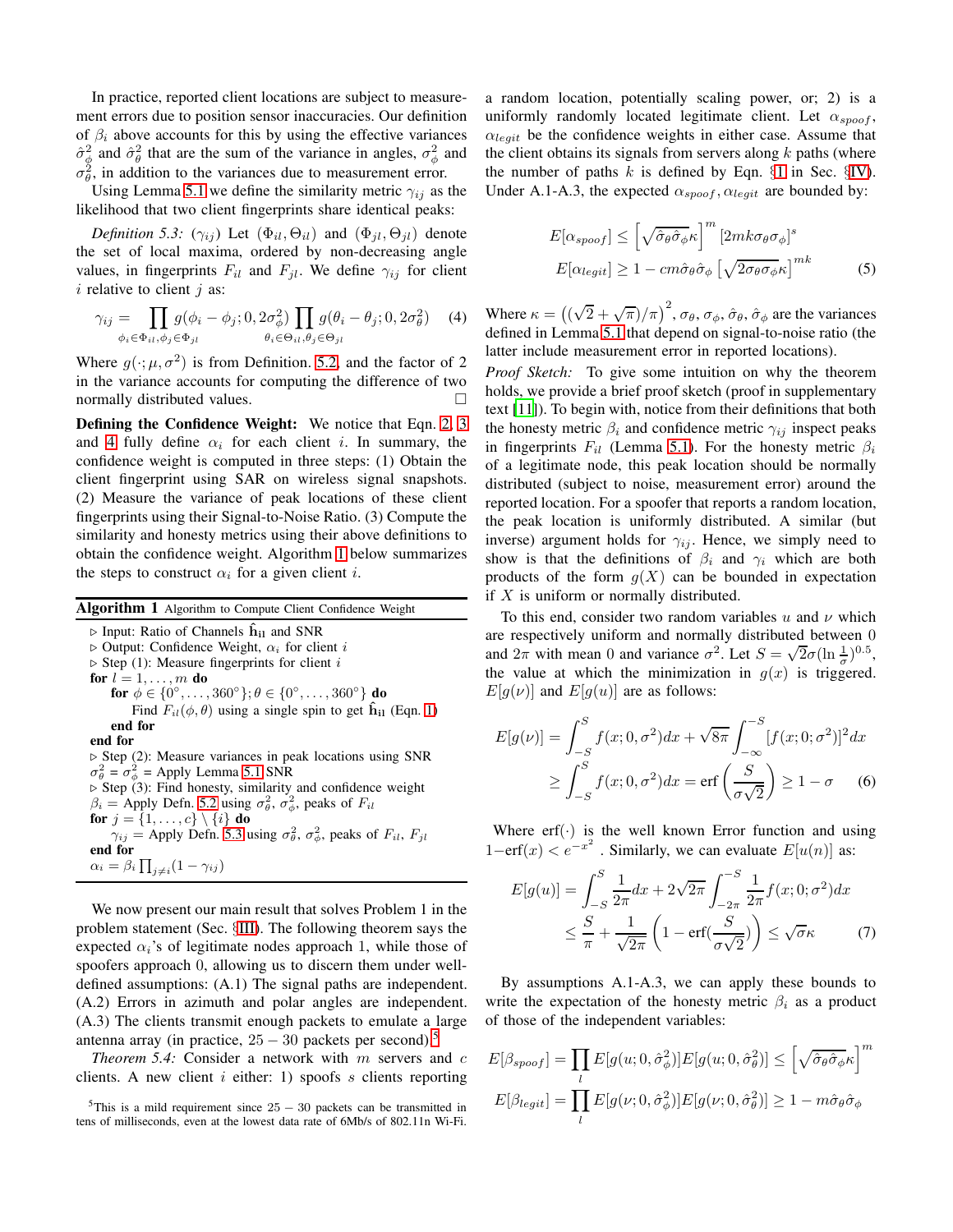In practice, reported client locations are subject to measurement errors due to position sensor inaccuracies. Our definition of $\beta_i$ above accounts for this by using the effective variances $\hat{\sigma}_\phi^2$ and $\hat{\sigma}_\theta^2$ that are the sum of the variance in angles, $\sigma_\phi^2$ and $\sigma_\theta^2$, in addition to the variances due to measurement error.

Using Lemma 5.1 we define the similarity metric $\gamma_{ij}$ as the likelihood that two client fingerprints share identical peaks:

*Definition 5.3:* ($\gamma_{ij}$) Let $(\Phi_{il}, \Theta_{il})$ and $(\Phi_{jl}, \Theta_{jl})$ denote the set of local maxima, ordered by non-decreasing angle values, in fingerprints $F_{il}$ and $F_{jl}$. We define $\gamma_{ij}$ for client $i$ relative to client $j$ as:

$$\gamma_{ij} = \prod_{\phi_i \in \Phi_{il}, \phi_j \in \Phi_{jl}} g(\phi_i - \phi_j; 0, 2\sigma_\phi^2) \prod_{\theta_i \in \Theta_{il}, \theta_j \in \Theta_{jl}} g(\theta_i - \theta_j; 0, 2\sigma_\theta^2) \quad (4)$$

Where $g(\cdot; \mu, \sigma^2)$ is from Definition. 5.2, and the factor of 2 in the variance accounts for computing the difference of two normally distributed values. □

**Defining the Confidence Weight:** We notice that Eqn. 2, 3 and 4 fully define $\alpha_i$ for each client $i$. In summary, the confidence weight is computed in three steps: (1) Obtain the client fingerprint using SAR on wireless signal snapshots. (2) Measure the variance of peak locations of these client fingerprints using their Signal-to-Noise Ratio. (3) Compute the similarity and honesty metrics using their above definitions to obtain the confidence weight. Algorithm 1 below summarizes the steps to construct $\alpha_i$ for a given client $i$.

**Algorithm 1** Algorithm to Compute Client Confidence Weight

▷ Input: Ratio of Channels $\hat{\mathbf{h}}_{\mathbf{il}}$ and SNR
▷ Output: Confidence Weight, $\alpha_i$ for client $i$
▷ Step (1): Measure fingerprints for client $i$
**for** $l = 1, \ldots, m$ **do**
  **for** $\phi \in \{0°, \ldots, 360°\}; \theta \in \{0°, \ldots, 360°\}$ **do**
    Find $F_{il}(\phi, \theta)$ using a single spin to get $\hat{\mathbf{h}}_{\mathbf{il}}$ (Eqn. 1)
  **end for**
**end for**
▷ Step (2): Measure variances in peak locations using SNR
$\sigma_\theta^2 = \sigma_\phi^2$ = Apply Lemma 5.1 SNR
▷ Step (3): Find honesty, similarity and confidence weight
$\beta_i$ = Apply Defn. 5.2 using $\sigma_\theta^2$, $\sigma_\phi^2$, peaks of $F_{il}$
**for** $j = \{1, \ldots, c\} \setminus \{i\}$ **do**
  $\gamma_{ij}$ = Apply Defn. 5.3 using $\sigma_\theta^2$, $\sigma_\phi^2$, peaks of $F_{il}$, $F_{jl}$
**end for**
$\alpha_i = \beta_i \prod_{j \neq i}(1 - \gamma_{ij})$

We now present our main result that solves Problem 1 in the problem statement (Sec. §III). The following theorem says the expected $\alpha_i$'s of legitimate nodes approach 1, while those of spoofers approach 0, allowing us to discern them under well-defined assumptions: (A.1) The signal paths are independent. (A.2) Errors in azimuth and polar angles are independent. (A.3) The clients transmit enough packets to emulate a large antenna array (in practice, $25-30$ packets per second).[5]

*Theorem 5.4:* Consider a network with $m$ servers and $c$ clients. A new client $i$ either: 1) spoofs $s$ clients reporting a random location, potentially scaling power, or; 2) is a uniformly randomly located legitimate client. Let $\alpha_{spoof}$, $\alpha_{legit}$ be the confidence weights in either case. Assume that the client obtains its signals from servers along $k$ paths (where the number of paths $k$ is defined by Eqn. §1 in Sec. §IV). Under A.1-A.3, the expected $\alpha_{spoof}, \alpha_{legit}$ are bounded by:

$$\begin{aligned} E[\alpha_{spoof}] &\leq \left[\sqrt{\hat{\sigma}_\theta \hat{\sigma}_\phi}\kappa\right]^m [2mk\sigma_\theta\sigma_\phi]^s \\ E[\alpha_{legit}] &\geq 1 - cm\hat{\sigma}_\theta\hat{\sigma}_\phi\left[\sqrt{2\sigma_\theta\sigma_\phi}\kappa\right]^{mk} \end{aligned} \quad (5)$$

Where $\kappa = \left((\sqrt{2} + \sqrt{\pi})/\pi\right)^2$, $\sigma_\theta$, $\sigma_\phi$, $\hat{\sigma}_\theta$, $\hat{\sigma}_\phi$ are the variances defined in Lemma 5.1 that depend on signal-to-noise ratio (the latter include measurement error in reported locations).

*Proof Sketch:* To give some intuition on why the theorem holds, we provide a brief proof sketch (proof in supplementary text [11]). To begin with, notice from their definitions that both the honesty metric $\beta_i$ and confidence metric $\gamma_{ij}$ inspect peaks in fingerprints $F_{il}$ (Lemma 5.1). For the honesty metric $\beta_i$ of a legitimate node, this peak location should be normally distributed (subject to noise, measurement error) around the reported location. For a spoofer that reports a random location, the peak location is uniformly distributed. A similar (but inverse) argument holds for $\gamma_{ij}$. Hence, we simply need to show is that the definitions of $\beta_i$ and $\gamma_i$ which are both products of the form $g(X)$ can be bounded in expectation if $X$ is uniform or normally distributed.

To this end, consider two random variables $u$ and $\nu$ which are respectively uniform and normally distributed between 0 and $2\pi$ with mean 0 and variance $\sigma^2$. Let $S = \sqrt{2}\sigma(\ln\frac{1}{\sigma})^{0.5}$, the value at which the minimization in $g(x)$ is triggered. $E[g(\nu)]$ and $E[g(u)]$ are as follows:

$$\begin{aligned} E[g(\nu)] &= \int_{-S}^{S} f(x; 0, \sigma^2)dx + \sqrt{8\pi}\int_{-\infty}^{-S}[f(x; 0; \sigma^2)]^2 dx \\ &\geq \int_{-S}^{S} f(x; 0, \sigma^2)dx = \text{erf}\left(\frac{S}{\sigma\sqrt{2}}\right) \geq 1 - \sigma \end{aligned} \quad (6)$$

Where $\text{erf}(\cdot)$ is the well known Error function and using $1 - \text{erf}(x) < e^{-x^2}$ . Similarly, we can evaluate $E[u(n)]$ as:

$$\begin{aligned} E[g(u)] &= \int_{-S}^{S} \frac{1}{2\pi}dx + 2\sqrt{2\pi}\int_{-2\pi}^{-S} \frac{1}{2\pi} f(x; 0; \sigma^2)dx \\ &\leq \frac{S}{\pi} + \frac{1}{\sqrt{2\pi}}\left(1 - \text{erf}(\frac{S}{\sigma\sqrt{2}})\right) \leq \sqrt{\sigma}\kappa \end{aligned} \quad (7)$$

By assumptions A.1-A.3, we can apply these bounds to write the expectation of the honesty metric $\beta_i$ as a product of those of the independent variables:

$$\begin{aligned} E[\beta_{spoof}] &= \prod_l E[g(u; 0, \hat{\sigma}_\phi^2)]E[g(u; 0, \hat{\sigma}_\theta^2)] \leq \left[\sqrt{\hat{\sigma}_\theta \hat{\sigma}_\phi}\kappa\right]^m \\ E[\beta_{legit}] &= \prod_l E[g(\nu; 0, \hat{\sigma}_\phi^2)]E[g(\nu; 0, \hat{\sigma}_\theta^2)] \geq 1 - m\hat{\sigma}_\theta\hat{\sigma}_\phi \end{aligned}$$

[5] This is a mild requirement since $25-30$ packets can be transmitted in tens of milliseconds, even at the lowest data rate of 6Mb/s of 802.11n Wi-Fi.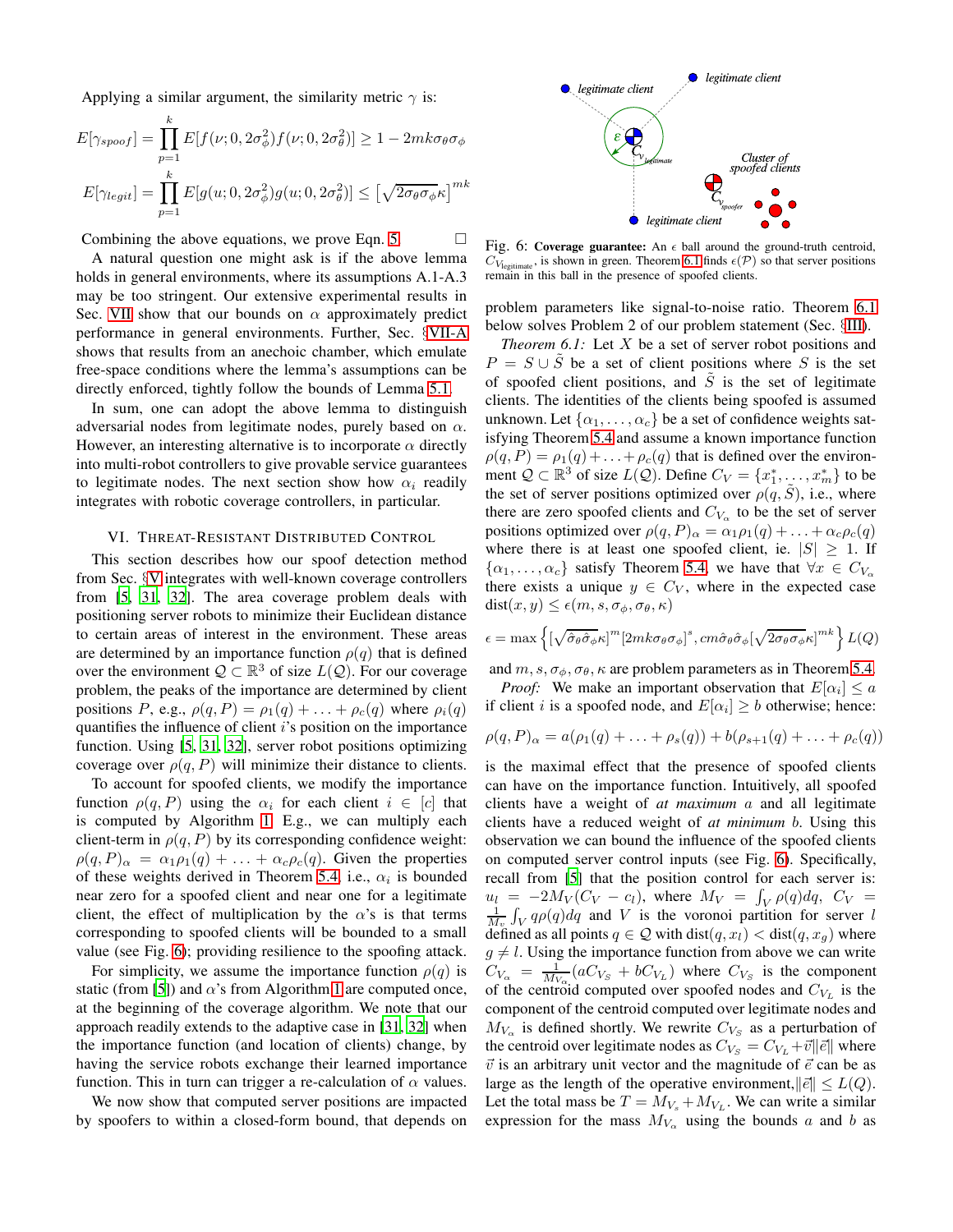Applying a similar argument, the similarity metric $\gamma$ is:

$$E[\gamma_{spoof}] = \prod_{p=1}^{k} E[f(\nu; 0, 2\sigma_\phi^2) f(\nu; 0, 2\sigma_\theta^2)] \geq 1 - 2mk\sigma_\theta\sigma_\phi$$

$$E[\gamma_{legit}] = \prod_{p=1}^{k} E[g(u; 0, 2\sigma_\phi^2) g(u; 0, 2\sigma_\theta^2)] \leq \left[\sqrt{2\sigma_\theta\sigma_\phi}\kappa\right]^{mk}$$

Combining the above equations, we prove Eqn. 5. □

A natural question one might ask is if the above lemma holds in general environments, where its assumptions A.1-A.3 may be too stringent. Our extensive experimental results in Sec. VII show that our bounds on $\alpha$ approximately predict performance in general environments. Further, Sec. §VII-A shows that results from an anechoic chamber, which emulate free-space conditions where the lemma's assumptions can be directly enforced, tightly follow the bounds of Lemma 5.1.

In sum, one can adopt the above lemma to distinguish adversarial nodes from legitimate nodes, purely based on $\alpha$. However, an interesting alternative is to incorporate $\alpha$ directly into multi-robot controllers to give provable service guarantees to legitimate nodes. The next section show how $\alpha_i$ readily integrates with robotic coverage controllers, in particular.

## VI. Threat-Resistant Distributed Control

This section describes how our spoof detection method from Sec. §V integrates with well-known coverage controllers from [5], [31], [32]. The area coverage problem deals with positioning server robots to minimize their Euclidean distance to certain areas of interest in the environment. These areas are determined by an importance function $\rho(q)$ that is defined over the environment $\mathcal{Q} \subset \mathbb{R}^3$ of size $L(\mathcal{Q})$. For our coverage problem, the peaks of the importance are determined by client positions $P$, e.g., $\rho(q, P) = \rho_1(q) + \ldots + \rho_c(q)$ where $\rho_i(q)$ quantifies the influence of client $i$'s position on the importance function. Using [5], [31], [32], server robot positions optimizing coverage over $\rho(q, P)$ will minimize their distance to clients.

To account for spoofed clients, we modify the importance function $\rho(q, P)$ using the $\alpha_i$ for each client $i \in [c]$ that is computed by Algorithm 1. E.g., we can multiply each client-term in $\rho(q, P)$ by its corresponding confidence weight: $\rho(q, P)_\alpha = \alpha_1\rho_1(q) + \ldots + \alpha_c\rho_c(q)$. Given the properties of these weights derived in Theorem 5.4, i.e., $\alpha_i$ is bounded near zero for a spoofed client and near one for a legitimate client, the effect of multiplication by the $\alpha$'s is that terms corresponding to spoofed clients will be bounded to a small value (see Fig. 6); providing resilience to the spoofing attack.

For simplicity, we assume the importance function $\rho(q)$ is static (from [5]) and $\alpha$'s from Algorithm 1 are computed once, at the beginning of the coverage algorithm. We note that our approach readily extends to the adaptive case in [31], [32] when the importance function (and location of clients) change, by having the service robots exchange their learned importance function. This in turn can trigger a re-calculation of $\alpha$ values.

We now show that computed server positions are impacted by spoofers to within a closed-form bound, that depends on problem parameters like signal-to-noise ratio. Theorem 6.1 below solves Problem 2 of our problem statement (Sec. §III).

Fig. 6: **Coverage guarantee:** An $\epsilon$ ball around the ground-truth centroid, $C_{V_{\text{legitimate}}}$, is shown in green. Theorem 6.1 finds $\epsilon(\mathcal{P})$ so that server positions remain in this ball in the presence of spoofed clients.

*Theorem 6.1:* Let $X$ be a set of server robot positions and $P = S \cup \tilde{S}$ be a set of client positions where $S$ is the set of spoofed client positions, and $\tilde{S}$ is the set of legitimate clients. The identities of the clients being spoofed is assumed unknown. Let $\{\alpha_1, \ldots, \alpha_c\}$ be a set of confidence weights satisfying Theorem 5.4 and assume a known importance function $\rho(q, P) = \rho_1(q) + \ldots + \rho_c(q)$ that is defined over the environment $\mathcal{Q} \subset \mathbb{R}^3$ of size $L(\mathcal{Q})$. Define $C_V = \{x_1^*, \ldots, x_m^*\}$ to be the set of server positions optimized over $\rho(q, \tilde{S})$, i.e., where there are zero spoofed clients and $C_{V_\alpha}$ to be the set of server positions optimized over $\rho(q, P)_\alpha = \alpha_1\rho_1(q) + \ldots + \alpha_c\rho_c(q)$ where there is at least one spoofed client, ie. $|S| \geq 1$. If $\{\alpha_1, \ldots, \alpha_c\}$ satisfy Theorem 5.4, we have that $\forall x \in C_{V_\alpha}$ there exists a unique $y \in C_V$, where in the expected case $\text{dist}(x, y) \leq \epsilon(m, s, \sigma_\phi, \sigma_\theta, \kappa)$

$$\epsilon = \max\left\{\left[\sqrt{\hat{\sigma}_\theta\hat{\sigma}_\phi}\kappa\right]^m \left[2mk\sigma_\theta\sigma_\phi\right]^s, cm\hat{\sigma}_\theta\hat{\sigma}_\phi\left[\sqrt{2\sigma_\theta\sigma_\phi}\kappa\right]^{mk}\right\} L(Q)$$

and $m, s, \sigma_\phi, \sigma_\theta, \kappa$ are problem parameters as in Theorem 5.4.

*Proof:* We make an important observation that $E[\alpha_i] \leq a$ if client $i$ is a spoofed node, and $E[\alpha_i] \geq b$ otherwise; hence:

$$\rho(q, P)_\alpha = a(\rho_1(q) + \ldots + \rho_s(q)) + b(\rho_{s+1}(q) + \ldots + \rho_c(q))$$

is the maximal effect that the presence of spoofed clients can have on the importance function. Intuitively, all spoofed clients have a weight of *at maximum* $a$ and all legitimate clients have a reduced weight of *at minimum* $b$. Using this observation we can bound the influence of the spoofed clients on computed server control inputs (see Fig. 6). Specifically, recall from [5] that the position control for each server is: $u_l = -2M_V(C_V - c_l)$, where $M_V = \int_V \rho(q)dq$, $C_V = \frac{1}{M_v}\int_V q\rho(q)dq$ and $V$ is the voronoi partition for server $l$ defined as all points $q \in \mathcal{Q}$ with $\text{dist}(q, x_l) < \text{dist}(q, x_g)$ where $g \neq l$. Using the importance function from above we can write $C_{V_\alpha} = \frac{1}{M_{V_\alpha}}(aC_{V_S} + bC_{V_L})$ where $C_{V_S}$ is the component of the centroid computed over spoofed nodes and $C_{V_L}$ is the component of the centroid computed over legitimate nodes and $M_{V_\alpha}$ is defined shortly. We rewrite $C_{V_S}$ as a perturbation of the centroid over legitimate nodes as $C_{V_S} = C_{V_L} + \vec{v}\|\vec{e}\|$ where $\vec{v}$ is an arbitrary unit vector and the magnitude of $\vec{e}$ can be as large as the length of the operative environment,$\|\vec{e}\| \leq L(Q)$. Let the total mass be $T = M_{V_S} + M_{V_L}$. We can write a similar expression for the mass $M_{V_\alpha}$ using the bounds $a$ and $b$ as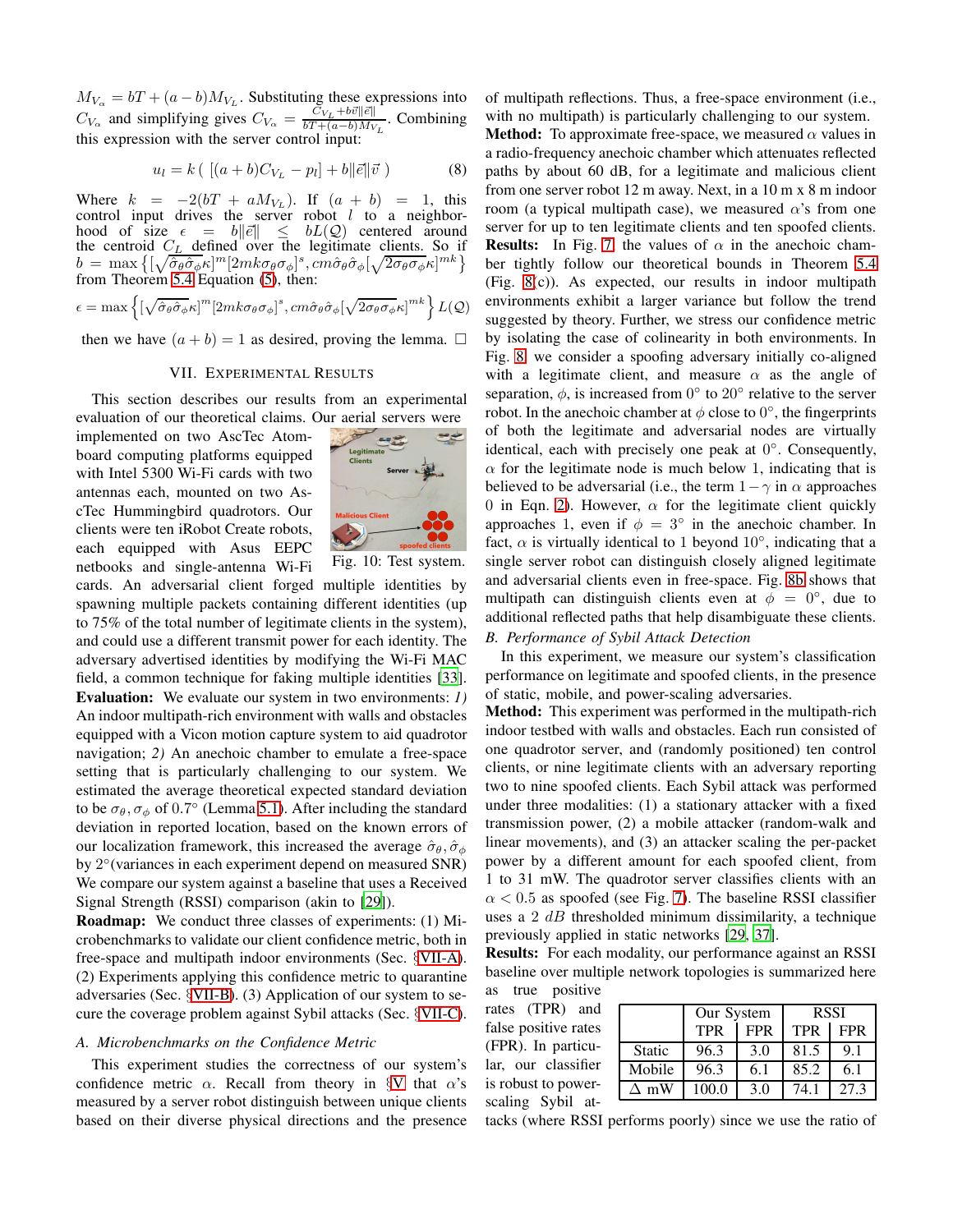$M_{V_\alpha} = bT + (a-b)M_{V_L}$. Substituting these expressions into $C_{V_\alpha}$ and simplifying gives $C_{V_\alpha} = \frac{C_{V_L} + b\vec{v}\|\vec{e}\|}{bT+(a-b)M_{V_L}}$. Combining this expression with the server control input:

$$u_l = k\,(\,[(a+b)C_{V_L} - p_l] + b\|\vec{e}\|\vec{v}\,) \tag{8}$$

Where $k = -2(bT + aM_{V_L})$. If $(a+b) = 1$, this control input drives the server robot $l$ to a neighborhood of size $\epsilon = b\|\vec{e}\| \leq bL(\mathcal{Q})$ centered around the centroid $C_L$ defined over the legitimate clients. So if $b = \max\left\{[\sqrt{\hat{\sigma}_\theta\hat{\sigma}_\phi}\kappa]^m[2mk\sigma_\theta\sigma_\phi]^s, cm\hat{\sigma}_\theta\hat{\sigma}_\phi[\sqrt{2\sigma_\theta\sigma_\phi}\kappa]^{mk}\right\}$ from Theorem 5.4 Equation (5), then:

$$\epsilon = \max\left\{[\sqrt{\hat{\sigma}_\theta\hat{\sigma}_\phi}\kappa]^m[2mk\sigma_\theta\sigma_\phi]^s, cm\hat{\sigma}_\theta\hat{\sigma}_\phi[\sqrt{2\sigma_\theta\sigma_\phi}\kappa]^{mk}\right\}L(\mathcal{Q})$$

then we have $(a+b) = 1$ as desired, proving the lemma. □

## VII. Experimental Results

This section describes our results from an experimental evaluation of our theoretical claims. Our aerial servers were implemented on two AscTec Atomboard computing platforms equipped with Intel 5300 Wi-Fi cards with two antennas each, mounted on two AscTec Hummingbird quadrotors. Our clients were ten iRobot Create robots, each equipped with Asus EEPC netbooks and single-antenna Wi-Fi cards. An adversarial client forged multiple identities by spawning multiple packets containing different identities (up to 75% of the total number of legitimate clients in the system), and could use a different transmit power for each identity. The adversary advertised identities by modifying the Wi-Fi MAC field, a common technique for faking multiple identities [33].

Fig. 10: Test system.

**Evaluation:** We evaluate our system in two environments: *1)* An indoor multipath-rich environment with walls and obstacles equipped with a Vicon motion capture system to aid quadrotor navigation; *2)* An anechoic chamber to emulate a free-space setting that is particularly challenging to our system. We estimated the average theoretical expected standard deviation to be $\sigma_\theta, \sigma_\phi$ of 0.7° (Lemma 5.1). After including the standard deviation in reported location, based on the known errors of our localization framework, this increased the average $\hat{\sigma}_\theta, \hat{\sigma}_\phi$ by 2°(variances in each experiment depend on measured SNR) We compare our system against a baseline that uses a Received Signal Strength (RSSI) comparison (akin to [29]).

**Roadmap:** We conduct three classes of experiments: (1) Microbenchmarks to validate our client confidence metric, both in free-space and multipath indoor environments (Sec. §VII-A). (2) Experiments applying this confidence metric to quarantine adversaries (Sec. §VII-B). (3) Application of our system to secure the coverage problem against Sybil attacks (Sec. §VII-C).

### A. Microbenchmarks on the Confidence Metric

This experiment studies the correctness of our system's confidence metric $\alpha$. Recall from theory in §V that $\alpha$'s measured by a server robot distinguish between unique clients based on their diverse physical directions and the presence of multipath reflections. Thus, a free-space environment (i.e., with no multipath) is particularly challenging to our system.

**Method:** To approximate free-space, we measured $\alpha$ values in a radio-frequency anechoic chamber which attenuates reflected paths by about 60 dB, for a legitimate and malicious client from one server robot 12 m away. Next, in a 10 m x 8 m indoor room (a typical multipath case), we measured $\alpha$'s from one server for up to ten legitimate clients and ten spoofed clients.

**Results:** In Fig. 7 the values of $\alpha$ in the anechoic chamber tightly follow our theoretical bounds in Theorem 5.4 (Fig. 8(c)). As expected, our results in indoor multipath environments exhibit a larger variance but follow the trend suggested by theory. Further, we stress our confidence metric by isolating the case of colinearity in both environments. In Fig. 8 we consider a spoofing adversary initially co-aligned with a legitimate client, and measure $\alpha$ as the angle of separation, $\phi$, is increased from 0° to 20° relative to the server robot. In the anechoic chamber at $\phi$ close to 0°, the fingerprints of both the legitimate and adversarial nodes are virtually identical, each with precisely one peak at 0°. Consequently, $\alpha$ for the legitimate node is much below 1, indicating that is believed to be adversarial (i.e., the term $1-\gamma$ in $\alpha$ approaches 0 in Eqn. 2). However, $\alpha$ for the legitimate client quickly approaches 1, even if $\phi = 3°$ in the anechoic chamber. In fact, $\alpha$ is virtually identical to 1 beyond 10°, indicating that a single server robot can distinguish closely aligned legitimate and adversarial client even in free-space. Fig. 8b shows that multipath can distinguish clients even at $\phi = 0°$, due to additional reflected paths that help disambiguate these clients.

### B. Performance of Sybil Attack Detection

In this experiment, we measure our system's classification performance on legitimate and spoofed clients, in the presence of static, mobile, and power-scaling adversaries.

**Method:** This experiment was performed in the multipath-rich indoor testbed with walls and obstacles. Each run consisted of one quadrotor server, and (randomly positioned) ten control clients, or nine legitimate clients with an adversary reporting two to nine spoofed clients. Each Sybil attack was performed under three modalities: (1) a stationary attacker with a fixed transmission power, (2) a mobile attacker (random-walk and linear movements), and (3) an attacker scaling the per-packet power by a different amount for each spoofed client, from 1 to 31 mW. The quadrotor server classifies clients with an $\alpha < 0.5$ as spoofed (see Fig. 7). The baseline RSSI classifier uses a 2 $dB$ thresholded minimum dissimilarity, a technique previously applied in static networks [29, 37].

**Results:** For each modality, our performance against an RSSI baseline over multiple network topologies is summarized here as true positive rates (TPR) and false positive rates (FPR). In particular, our classifier is robust to power-scaling Sybil attacks (where RSSI performs poorly) since we use the ratio of

| | Our System | | RSSI | |
|---|---|---|---|---|
| | TPR | FPR | TPR | FPR |
| Static | 96.3 | 3.0 | 81.5 | 9.1 |
| Mobile | 96.3 | 6.1 | 85.2 | 6.1 |
| Δ mW | 100.0 | 3.0 | 74.1 | 27.3 |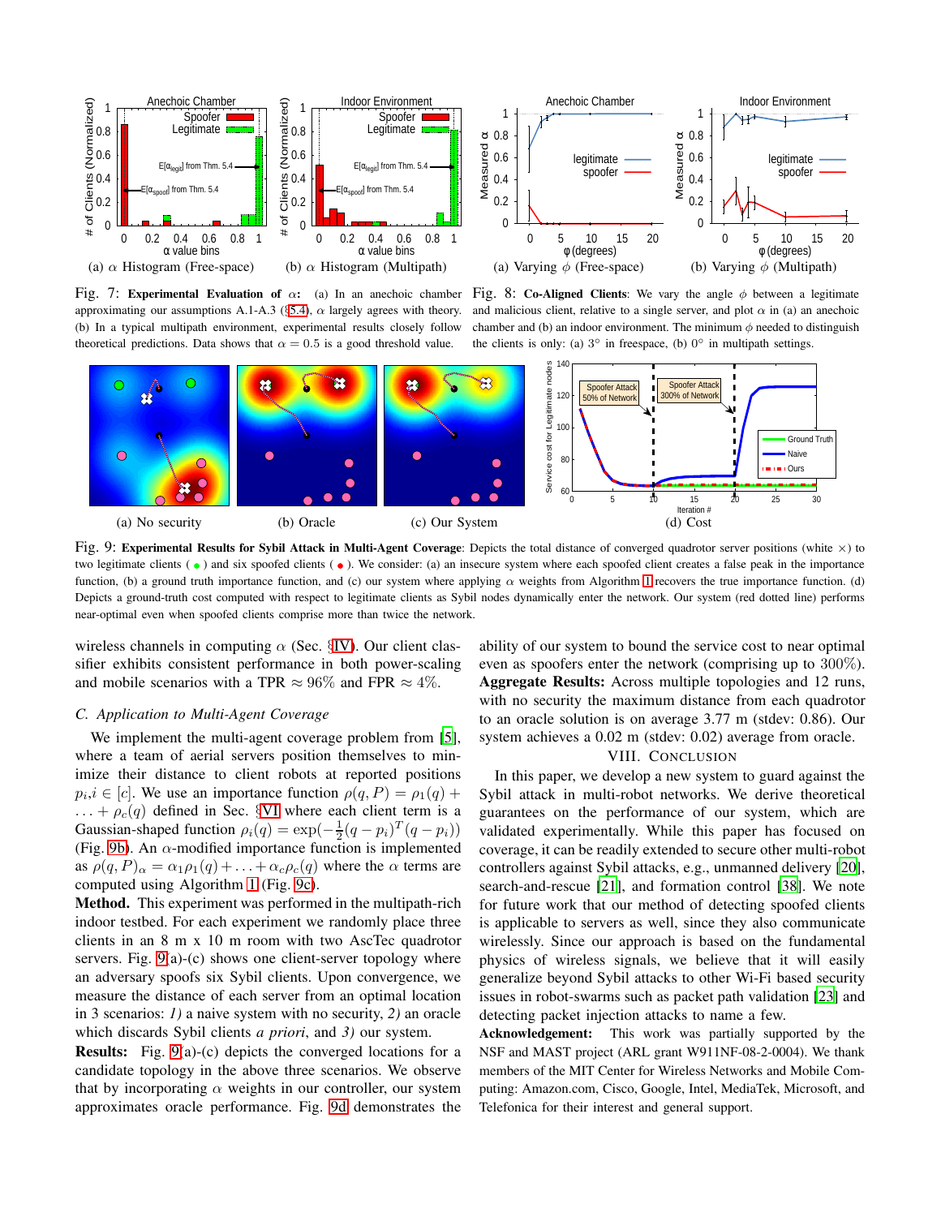(a) $\alpha$ Histogram (Free-space) (b) $\alpha$ Histogram (Multipath)

Fig. 7: **Experimental Evaluation of $\alpha$:** (a) In an anechoic chamber approximating our assumptions A.1-A.3 (§5.4), $\alpha$ largely agrees with theory. (b) In a typical multipath environment, experimental results closely follow theoretical predictions. Data shows that $\alpha = 0.5$ is a good threshold value.

(a) Varying $\phi$ (Free-space) (b) Varying $\phi$ (Multipath)

Fig. 8: **Co-Aligned Clients**: We vary the angle $\phi$ between a legitimate and malicious client, relative to a single server, and plot $\alpha$ in (a) an anechoic chamber and (b) an indoor environment. The minimum $\phi$ needed to distinguish the clients is only: (a) 3° in freespace, (b) 0° in multipath settings.

(a) No security (b) Oracle (c) Our System (d) Cost

Fig. 9: **Experimental Results for Sybil Attack in Multi-Agent Coverage**: Depicts the total distance of converged quadrotor server positions (white ×) to two legitimate clients ( ● ) and six spoofed clients ( ● ). We consider: (a) an insecure system where each spoofed client creates a false peak in the importance function, (b) a ground truth importance function, and (c) our system where applying $\alpha$ weights from Algorithm 1 recovers the true importance function. (d) Depicts a ground-truth cost computed with respect to legitimate clients as Sybil nodes dynamically enter the network. Our system (red dotted line) performs near-optimal even when spoofed clients comprise more than twice the network.

wireless channels in computing $\alpha$ (Sec. §IV). Our client classifier exhibits consistent performance in both power-scaling and mobile scenarios with a TPR $\approx 96\%$ and FPR $\approx 4\%$.

### C. Application to Multi-Agent Coverage

We implement the multi-agent coverage problem from [5], where a team of aerial servers position themselves to minimize their distance to client robots at reported positions $p_i, i \in [c]$. We use an importance function $\rho(q, P) = \rho_1(q) + \ldots + \rho_c(q)$ defined in Sec. §VI where each client term is a Gaussian-shaped function $\rho_i(q) = \exp(-\frac{1}{2}(q-p_i)^T(q-p_i))$ (Fig. 9b). An $\alpha$-modified importance function is implemented as $\rho(q, P)_\alpha = \alpha_1\rho_1(q) + \ldots + \alpha_c\rho_c(q)$ where the $\alpha$ terms are computed using Algorithm 1 (Fig. 9c).

**Method.** This experiment was performed in the multipath-rich indoor testbed. For each experiment we randomly place three clients in an 8 m x 10 m room with two AscTec quadrotor servers. Fig. 9(a)-(c) shows one client-server topology where an adversary spoofs six Sybil clients. Upon convergence, we measure the distance of each server from an optimal location in 3 scenarios: *1)* a naive system with no security, *2)* an oracle which discards Sybil clients *a priori*, and *3)* our system.

**Results:** Fig. 9(a)-(c) depicts the converged locations for a candidate topology in the above three scenarios. We observe that by incorporating $\alpha$ weights in our controller, our system approximates oracle performance. Fig. 9d demonstrates the ability of our system to bound the service cost to near optimal even as spoofers enter the network (comprising up to 300%).

**Aggregate Results:** Across multiple topologies and 12 runs, with no security the maximum distance from each quadrotor to an oracle solution is on average 3.77 m (stdev: 0.86). Our system achieves a 0.02 m (stdev: 0.02) average from oracle.

## VIII. Conclusion

In this paper, we develop a new system to guard against the Sybil attack in multi-robot networks. We derive theoretical guarantees on the performance of our system, which are validated experimentally. While this paper has focused on coverage, it can be readily extended to secure other multi-robot controllers against Sybil attacks, e.g., unmanned delivery [20], search-and-rescue [21], and formation control [38]. We note for future work that our method of detecting spoofed clients is applicable to servers as well, since they also communicate wirelessly. Since our approach is based on the fundamental physics of wireless signals, we believe that it will easily generalize beyond Sybil attacks to other Wi-Fi based security issues in robot-swarms such as packet path validation [23] and detecting packet injection attacks to name a few.

**Acknowledgement:** This work was partially supported by the NSF and MAST project (ARL grant W911NF-08-2-0004). We thank members of the MIT Center for Wireless Networks and Mobile Computing: Amazon.com, Cisco, Google, Intel, MediaTek, Microsoft, and Telefonica for their interest and general support.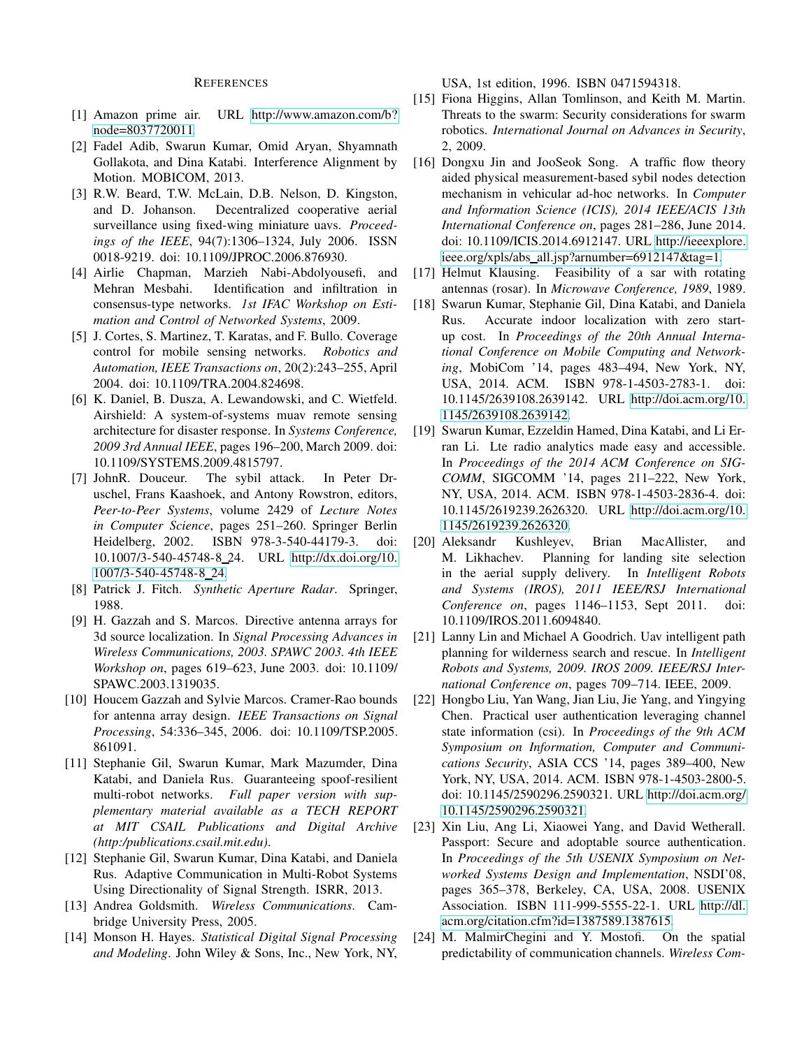## References

[1] Amazon prime air. URL http://www.amazon.com/b?node=8037720011.

[2] Fadel Adib, Swarun Kumar, Omid Aryan, Shyamnath Gollakota, and Dina Katabi. Interference Alignment by Motion. MOBICOM, 2013.

[3] R.W. Beard, T.W. McLain, D.B. Nelson, D. Kingston, and D. Johanson. Decentralized cooperative aerial surveillance using fixed-wing miniature uavs. *Proceedings of the IEEE*, 94(7):1306–1324, July 2006. ISSN 0018-9219. doi: 10.1109/JPROC.2006.876930.

[4] Airlie Chapman, Marzieh Nabi-Abdolyousefi, and Mehran Mesbahi. Identification and infiltration in consensus-type networks. *1st IFAC Workshop on Estimation and Control of Networked Systems*, 2009.

[5] J. Cortes, S. Martinez, T. Karatas, and F. Bullo. Coverage control for mobile sensing networks. *Robotics and Automation, IEEE Transactions on*, 20(2):243–255, April 2004. doi: 10.1109/TRA.2004.824698.

[6] K. Daniel, B. Dusza, A. Lewandowski, and C. Wietfeld. Airshield: A system-of-systems muav remote sensing architecture for disaster response. In *Systems Conference, 2009 3rd Annual IEEE*, pages 196–200, March 2009. doi: 10.1109/SYSTEMS.2009.4815797.

[7] JohnR. Douceur. The sybil attack. In Peter Druschel, Frans Kaashoek, and Antony Rowstron, editors, *Peer-to-Peer Systems*, volume 2429 of *Lecture Notes in Computer Science*, pages 251–260. Springer Berlin Heidelberg, 2002. ISBN 978-3-540-44179-3. doi: 10.1007/3-540-45748-8_24. URL http://dx.doi.org/10.1007/3-540-45748-8_24.

[8] Patrick J. Fitch. *Synthetic Aperture Radar*. Springer, 1988.

[9] H. Gazzah and S. Marcos. Directive antenna arrays for 3d source localization. In *Signal Processing Advances in Wireless Communications, 2003. SPAWC 2003. 4th IEEE Workshop on*, pages 619–623, June 2003. doi: 10.1109/SPAWC.2003.1319035.

[10] Houcem Gazzah and Sylvie Marcos. Cramer-Rao bounds for antenna array design. *IEEE Transactions on Signal Processing*, 54:336–345, 2006. doi: 10.1109/TSP.2005.861091.

[11] Stephanie Gil, Swarun Kumar, Mark Mazumder, Dina Katabi, and Daniela Rus. Guaranteeing spoof-resilient multi-robot networks. *Full paper version with supplementary material available as a TECH REPORT at MIT CSAIL Publications and Digital Archive (http:/publications.csail.mit.edu)*.

[12] Stephanie Gil, Swarun Kumar, Dina Katabi, and Daniela Rus. Adaptive Communication in Multi-Robot Systems Using Directionality of Signal Strength. ISRR, 2013.

[13] Andrea Goldsmith. *Wireless Communications*. Cambridge University Press, 2005.

[14] Monson H. Hayes. *Statistical Digital Signal Processing and Modeling*. John Wiley & Sons, Inc., New York, NY, USA, 1st edition, 1996. ISBN 0471594318.

[15] Fiona Higgins, Allan Tomlinson, and Keith M. Martin. Threats to the swarm: Security considerations for swarm robotics. *International Journal on Advances in Security*, 2, 2009.

[16] Dongxu Jin and JooSeok Song. A traffic flow theory aided physical measurement-based sybil nodes detection mechanism in vehicular ad-hoc networks. In *Computer and Information Science (ICIS), 2014 IEEE/ACIS 13th International Conference on*, pages 281–286, June 2014. doi: 10.1109/ICIS.2014.6912147. URL http://ieeexplore.ieee.org/xpls/abs_all.jsp?arnumber=6912147&tag=1.

[17] Helmut Klausing. Feasibility of a sar with rotating antennas (rosar). In *Microwave Conference, 1989*, 1989.

[18] Swarun Kumar, Stephanie Gil, Dina Katabi, and Daniela Rus. Accurate indoor localization with zero start-up cost. In *Proceedings of the 20th Annual International Conference on Mobile Computing and Networking*, MobiCom '14, pages 483–494, New York, NY, USA, 2014. ACM. ISBN 978-1-4503-2783-1. doi: 10.1145/2639108.2639142. URL http://doi.acm.org/10.1145/2639108.2639142.

[19] Swarun Kumar, Ezzeldin Hamed, Dina Katabi, and Li Erran Li. Lte radio analytics made easy and accessible. In *Proceedings of the 2014 ACM Conference on SIGCOMM*, SIGCOMM '14, pages 211–222, New York, NY, USA, 2014. ACM. ISBN 978-1-4503-2836-4. doi: 10.1145/2619239.2626320. URL http://doi.acm.org/10.1145/2619239.2626320.

[20] Aleksandr Kushleyev, Brian MacAllister, and M. Likhachev. Planning for landing site selection in the aerial supply delivery. In *Intelligent Robots and Systems (IROS), 2011 IEEE/RSJ International Conference on*, pages 1146–1153, Sept 2011. doi: 10.1109/IROS.2011.6094840.

[21] Lanny Lin and Michael A Goodrich. Uav intelligent path planning for wilderness search and rescue. In *Intelligent Robots and Systems, 2009. IROS 2009. IEEE/RSJ International Conference on*, pages 709–714. IEEE, 2009.

[22] Hongbo Liu, Yan Wang, Jian Liu, Jie Yang, and Yingying Chen. Practical user authentication leveraging channel state information (csi). In *Proceedings of the 9th ACM Symposium on Information, Computer and Communications Security*, ASIA CCS '14, pages 389–400, New York, NY, USA, 2014. ACM. ISBN 978-1-4503-2800-5. doi: 10.1145/2590296.2590321. URL http://doi.acm.org/10.1145/2590296.2590321.

[23] Xin Liu, Ang Li, Xiaowei Yang, and David Wetherall. Passport: Secure and adoptable source authentication. In *Proceedings of the 5th USENIX Symposium on Networked Systems Design and Implementation*, NSDI'08, pages 365–378, Berkeley, CA, USA, 2008. USENIX Association. ISBN 111-999-5555-22-1. URL http://dl.acm.org/citation.cfm?id=1387589.1387615.

[24] M. MalmirChegini and Y. Mostofi. On the spatial predictability of communication channels. *Wireless Com-*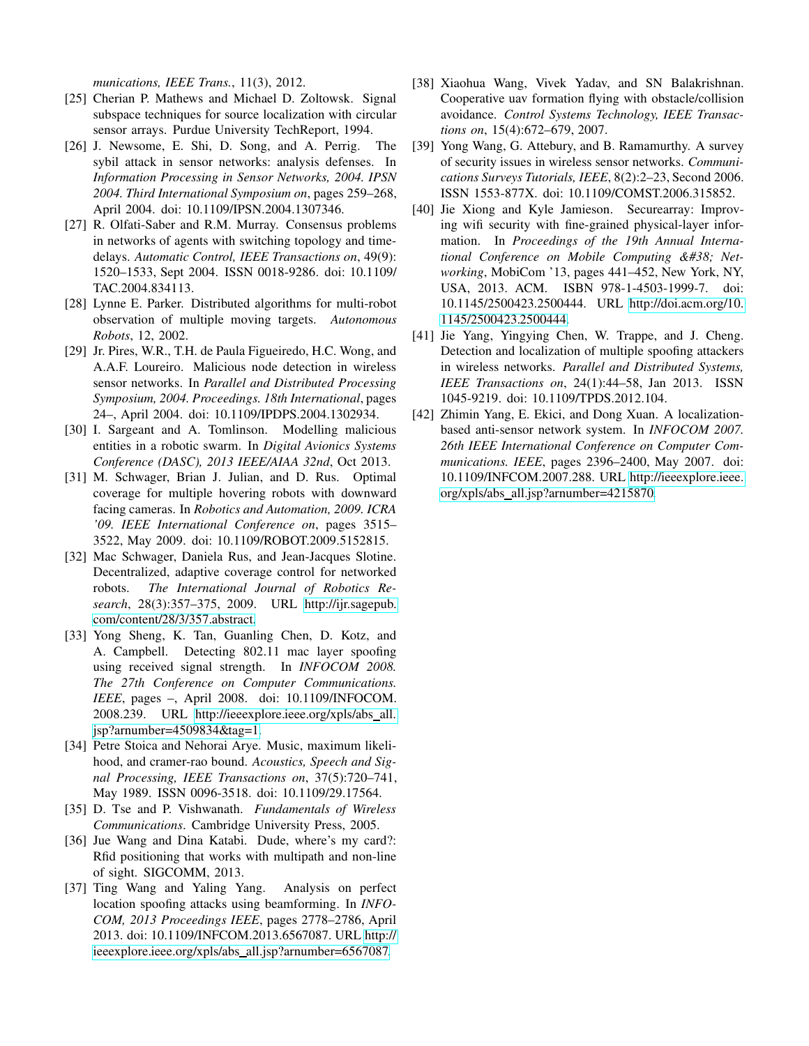*munications, IEEE Trans.*, 11(3), 2012.

[25] Cherian P. Mathews and Michael D. Zoltowsk. Signal subspace techniques for source localization with circular sensor arrays. Purdue University TechReport, 1994.

[26] J. Newsome, E. Shi, D. Song, and A. Perrig. The sybil attack in sensor networks: analysis defenses. In *Information Processing in Sensor Networks, 2004. IPSN 2004. Third International Symposium on*, pages 259–268, April 2004. doi: 10.1109/IPSN.2004.1307346.

[27] R. Olfati-Saber and R.M. Murray. Consensus problems in networks of agents with switching topology and time-delays. *Automatic Control, IEEE Transactions on*, 49(9): 1520–1533, Sept 2004. ISSN 0018-9286. doi: 10.1109/TAC.2004.834113.

[28] Lynne E. Parker. Distributed algorithms for multi-robot observation of multiple moving targets. *Autonomous Robots*, 12, 2002.

[29] Jr. Pires, W.R., T.H. de Paula Figueiredo, H.C. Wong, and A.A.F. Loureiro. Malicious node detection in wireless sensor networks. In *Parallel and Distributed Processing Symposium, 2004. Proceedings. 18th International*, pages 24–, April 2004. doi: 10.1109/IPDPS.2004.1302934.

[30] I. Sargeant and A. Tomlinson. Modelling malicious entities in a robotic swarm. In *Digital Avionics Systems Conference (DASC), 2013 IEEE/AIAA 32nd*, Oct 2013.

[31] M. Schwager, Brian J. Julian, and D. Rus. Optimal coverage for multiple hovering robots with downward facing cameras. In *Robotics and Automation, 2009. ICRA '09. IEEE International Conference on*, pages 3515–3522, May 2009. doi: 10.1109/ROBOT.2009.5152815.

[32] Mac Schwager, Daniela Rus, and Jean-Jacques Slotine. Decentralized, adaptive coverage control for networked robots. *The International Journal of Robotics Research*, 28(3):357–375, 2009. URL http://ijr.sagepub.com/content/28/3/357.abstract.

[33] Yong Sheng, K. Tan, Guanling Chen, D. Kotz, and A. Campbell. Detecting 802.11 mac layer spoofing using received signal strength. In *INFOCOM 2008. The 27th Conference on Computer Communications. IEEE*, pages –, April 2008. doi: 10.1109/INFOCOM.2008.239. URL http://ieeexplore.ieee.org/xpls/abs_all.jsp?arnumber=4509834&tag=1.

[34] Petre Stoica and Nehorai Arye. Music, maximum likelihood, and cramer-rao bound. *Acoustics, Speech and Signal Processing, IEEE Transactions on*, 37(5):720–741, May 1989. ISSN 0096-3518. doi: 10.1109/29.17564.

[35] D. Tse and P. Vishwanath. *Fundamentals of Wireless Communications*. Cambridge University Press, 2005.

[36] Jue Wang and Dina Katabi. Dude, where's my card?: Rfid positioning that works with multipath and non-line of sight. SIGCOMM, 2013.

[37] Ting Wang and Yaling Yang. Analysis on perfect location spoofing attacks using beamforming. In *INFOCOM, 2013 Proceedings IEEE*, pages 2778–2786, April 2013. doi: 10.1109/INFCOM.2013.6567087. URL http://ieeexplore.ieee.org/xpls/abs_all.jsp?arnumber=6567087.

[38] Xiaohua Wang, Vivek Yadav, and SN Balakrishnan. Cooperative uav formation flying with obstacle/collision avoidance. *Control Systems Technology, IEEE Transactions on*, 15(4):672–679, 2007.

[39] Yong Wang, G. Attebury, and B. Ramamurthy. A survey of security issues in wireless sensor networks. *Communications Surveys Tutorials, IEEE*, 8(2):2–23, Second 2006. ISSN 1553-877X. doi: 10.1109/COMST.2006.315852.

[40] Jie Xiong and Kyle Jamieson. Securearray: Improving wifi security with fine-grained physical-layer information. In *Proceedings of the 19th Annual International Conference on Mobile Computing &#38; Networking*, MobiCom '13, pages 441–452, New York, NY, USA, 2013. ACM. ISBN 978-1-4503-1999-7. doi: 10.1145/2500423.2500444. URL http://doi.acm.org/10.1145/2500423.2500444.

[41] Jie Yang, Yingying Chen, W. Trappe, and J. Cheng. Detection and localization of multiple spoofing attackers in wireless networks. *Parallel and Distributed Systems, IEEE Transactions on*, 24(1):44–58, Jan 2013. ISSN 1045-9219. doi: 10.1109/TPDS.2012.104.

[42] Zhimin Yang, E. Ekici, and Dong Xuan. A localization-based anti-sensor network system. In *INFOCOM 2007. 26th IEEE International Conference on Computer Communications. IEEE*, pages 2396–2400, May 2007. doi: 10.1109/INFCOM.2007.288. URL http://ieeexplore.ieee.org/xpls/abs_all.jsp?arnumber=4215870.